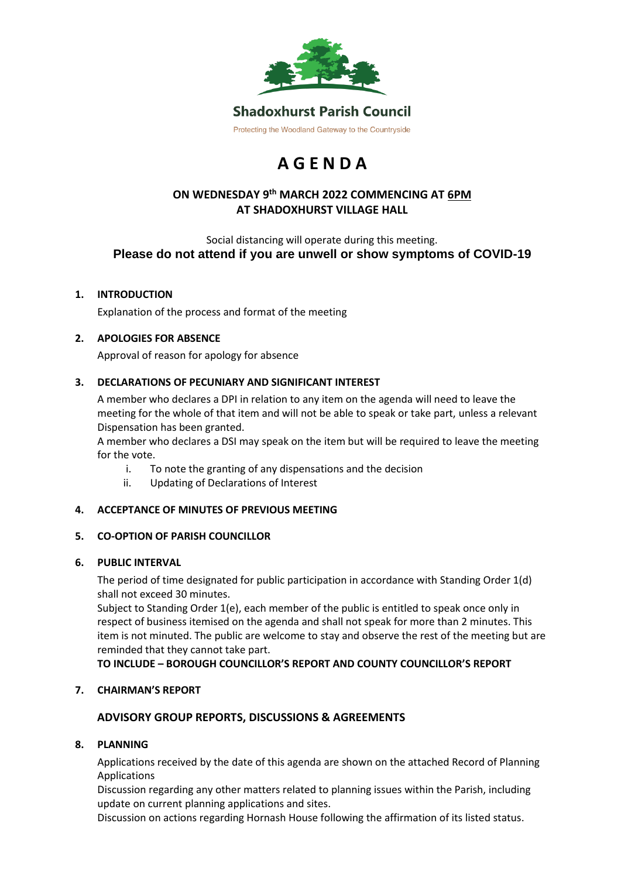**Shadoxhurst Parish Council**

Protecting the Woodland Gateway to the Countryside

# AGENDA

## ON WEDNESDAY 9th MARCH 2022 COMMENCING AT 6PM AT SHADOXHURST VILLAGE HALL

Social distancing will operate during this meeting.

**Please do not attend if you are unwell or show symptoms of COVID-19**

1. **INTRODUCTION**

   Explanation of the process and format of the meeting

2. **APOLOGIES FOR ABSENCE**

   Approval of reason for apology for absence

3. **DECLARATIONS OF PECUNIARY AND SIGNIFICANT INTEREST**

   A member who declares a DPI in relation to any item on the agenda will need to leave the meeting for the whole of that item and will not be able to speak or take part, unless a relevant Dispensation has been granted.
   A member who declares a DSI may speak on the item but will be required to leave the meeting for the vote.

   i. To note the granting of any dispensations and the decision
   ii. Updating of Declarations of Interest

4. **ACCEPTANCE OF MINUTES OF PREVIOUS MEETING**

5. **CO-OPTION OF PARISH COUNCILLOR**

6. **PUBLIC INTERVAL**

   The period of time designated for public participation in accordance with Standing Order 1(d) shall not exceed 30 minutes.
   Subject to Standing Order 1(e), each member of the public is entitled to speak once only in respect of business itemised on the agenda and shall not speak for more than 2 minutes. This item is not minuted. The public are welcome to stay and observe the rest of the meeting but are reminded that they cannot take part.
   **TO INCLUDE – BOROUGH COUNCILLOR'S REPORT AND COUNTY COUNCILLOR'S REPORT**

7. **CHAIRMAN'S REPORT**

### ADVISORY GROUP REPORTS, DISCUSSIONS & AGREEMENTS

8. **PLANNING**

   Applications received by the date of this agenda are shown on the attached Record of Planning Applications
   Discussion regarding any other matters related to planning issues within the Parish, including update on current planning applications and sites.
   Discussion on actions regarding Hornash House following the affirmation of its listed status.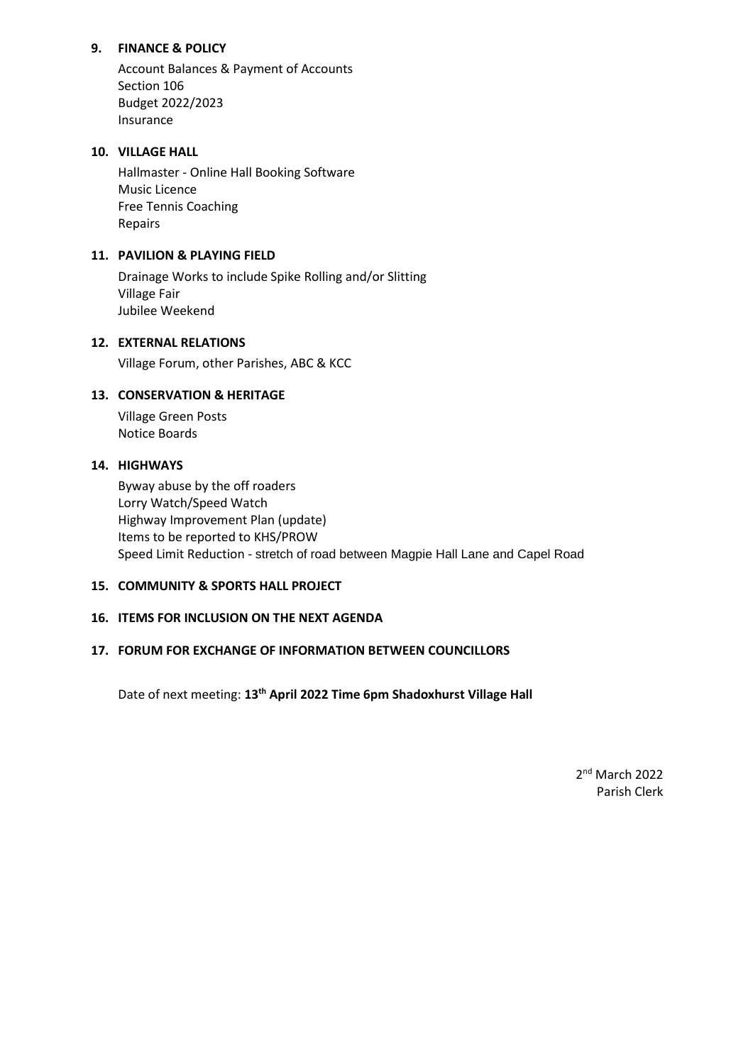## 9. FINANCE & POLICY

Account Balances & Payment of Accounts
Section 106
Budget 2022/2023
Insurance

## 10. VILLAGE HALL

Hallmaster - Online Hall Booking Software
Music Licence
Free Tennis Coaching
Repairs

## 11. PAVILION & PLAYING FIELD

Drainage Works to include Spike Rolling and/or Slitting
Village Fair
Jubilee Weekend

## 12. EXTERNAL RELATIONS

Village Forum, other Parishes, ABC & KCC

## 13. CONSERVATION & HERITAGE

Village Green Posts
Notice Boards

## 14. HIGHWAYS

Byway abuse by the off roaders
Lorry Watch/Speed Watch
Highway Improvement Plan (update)
Items to be reported to KHS/PROW
Speed Limit Reduction - stretch of road between Magpie Hall Lane and Capel Road

## 15. COMMUNITY & SPORTS HALL PROJECT

## 16. ITEMS FOR INCLUSION ON THE NEXT AGENDA

## 17. FORUM FOR EXCHANGE OF INFORMATION BETWEEN COUNCILLORS

Date of next meeting: **13th April 2022 Time 6pm Shadoxhurst Village Hall**

2nd March 2022
Parish Clerk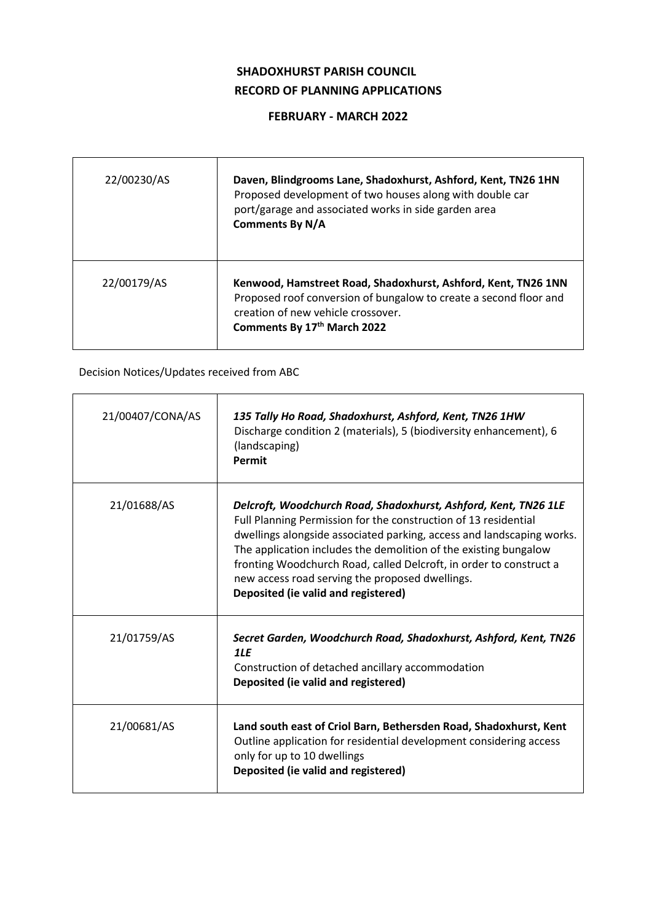# SHADOXHURST PARISH COUNCIL
## RECORD OF PLANNING APPLICATIONS

### FEBRUARY - MARCH 2022

| | |
|---|---|
| 22/00230/AS | **Daven, Blindgrooms Lane, Shadoxhurst, Ashford, Kent, TN26 1HN**<br>Proposed development of two houses along with double car port/garage and associated works in side garden area<br>**Comments By N/A** |
| 22/00179/AS | **Kenwood, Hamstreet Road, Shadoxhurst, Ashford, Kent, TN26 1NN**<br>Proposed roof conversion of bungalow to create a second floor and creation of new vehicle crossover.<br>**Comments By 17th March 2022** |

Decision Notices/Updates received from ABC

| | |
|---|---|
| 21/00407/CONA/AS | ***135 Tally Ho Road, Shadoxhurst, Ashford, Kent, TN26 1HW***<br>Discharge condition 2 (materials), 5 (biodiversity enhancement), 6 (landscaping)<br>**Permit** |
| 21/01688/AS | ***Delcroft, Woodchurch Road, Shadoxhurst, Ashford, Kent, TN26 1LE***<br>Full Planning Permission for the construction of 13 residential dwellings alongside associated parking, access and landscaping works. The application includes the demolition of the existing bungalow fronting Woodchurch Road, called Delcroft, in order to construct a new access road serving the proposed dwellings.<br>**Deposited (ie valid and registered)** |
| 21/01759/AS | ***Secret Garden, Woodchurch Road, Shadoxhurst, Ashford, Kent, TN26 1LE***<br>Construction of detached ancillary accommodation<br>**Deposited (ie valid and registered)** |
| 21/00681/AS | **Land south east of Criol Barn, Bethersden Road, Shadoxhurst, Kent**<br>Outline application for residential development considering access only for up to 10 dwellings<br>**Deposited (ie valid and registered)** |